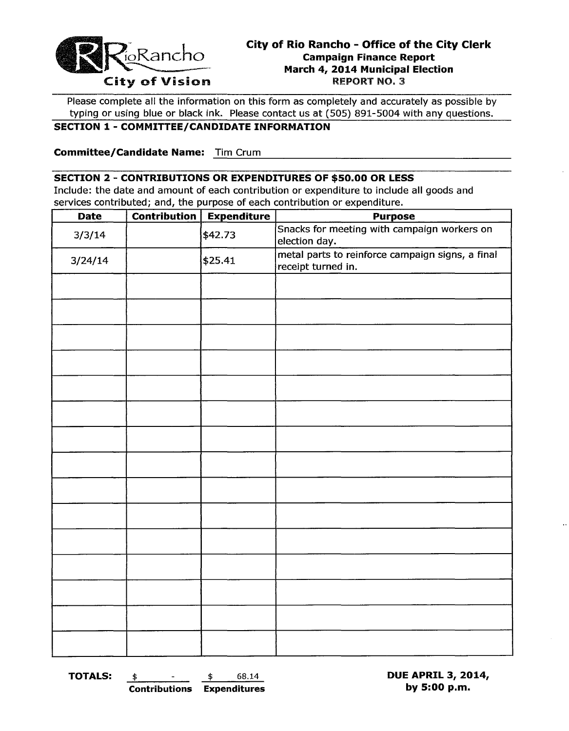RioRancho
**City of Vision**

# City of Rio Rancho - Office of the City Clerk

**Campaign Finance Report**
**March 4, 2014 Municipal Election**
**REPORT NO. 3**

Please complete all the information on this form as completely and accurately as possible by typing or using blue or black ink. Please contact us at (505) 891-5004 with any questions.

## SECTION 1 - COMMITTEE/CANDIDATE INFORMATION

**Committee/Candidate Name:** Tim Crum

## SECTION 2 - CONTRIBUTIONS OR EXPENDITURES OF $50.00 OR LESS

Include: the date and amount of each contribution or expenditure to include all goods and services contributed; and, the purpose of each contribution or expenditure.

| Date | Contribution | Expenditure | Purpose |
|---|---|---|---|
| 3/3/14 | | $42.73 | Snacks for meeting with campaign workers on election day. |
| 3/24/14 | | $25.41 | metal parts to reinforce campaign signs, a final receipt turned in. |
| | | | |
| | | | |
| | | | |
| | | | |
| | | | |
| | | | |
| | | | |
| | | | |
| | | | |
| | | | |
| | | | |
| | | | |
| | | | |
| | | | |
| | | | |

**TOTALS:** $ - (Contributions) $ 68.14 (Expenditures)

**DUE APRIL 3, 2014, by 5:00 p.m.**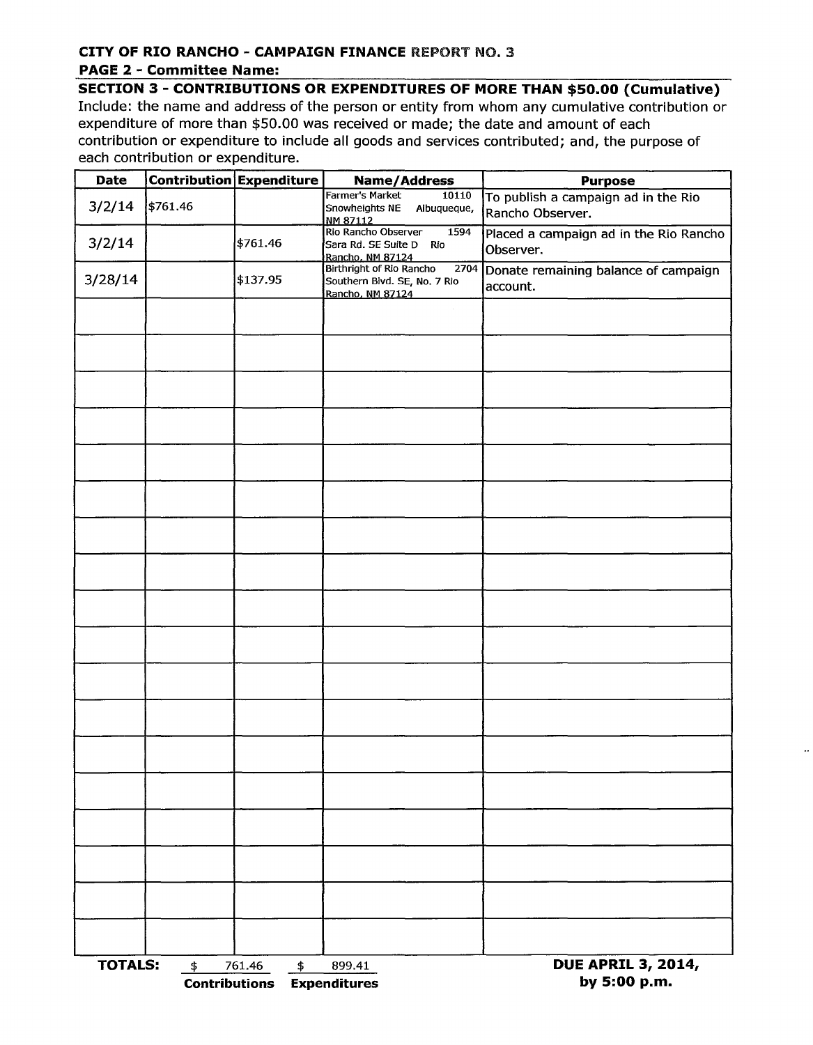**CITY OF RIO RANCHO - CAMPAIGN FINANCE REPORT NO. 3**

**PAGE 2 - Committee Name:**

**SECTION 3 - CONTRIBUTIONS OR EXPENDITURES OF MORE THAN $50.00 (Cumulative)**

Include: the name and address of the person or entity from whom any cumulative contribution or expenditure of more than $50.00 was received or made; the date and amount of each contribution or expenditure to include all goods and services contributed; and, the purpose of each contribution or expenditure.

| Date | Contribution | Expenditure | Name/Address | Purpose |
|---|---|---|---|---|
| 3/2/14 | $761.46 | | Farmer's Market 10110 Snowheights NE Albuqueque, NM 87112 | To publish a campaign ad in the Rio Rancho Observer. |
| 3/2/14 | | $761.46 | Rio Rancho Observer 1594 Sara Rd. SE Suite D Rio Rancho, NM 87124 | Placed a campaign ad in the Rio Rancho Observer. |
| 3/28/14 | | $137.95 | Birthright of Rio Rancho 2704 Southern Blvd. SE, No. 7 Rio Rancho, NM 87124 | Donate remaining balance of campaign account. |
| | | | | |
| | | | | |
| | | | | |
| | | | | |
| | | | | |
| | | | | |
| | | | | |
| | | | | |
| | | | | |
| | | | | |
| | | | | |
| | | | | |
| | | | | |
| | | | | |
| | | | | |
| | | | | |
| | | | | |

**TOTALS:** $ 761.46 **Contributions** $ 899.41 **Expenditures**

**DUE APRIL 3, 2014, by 5:00 p.m.**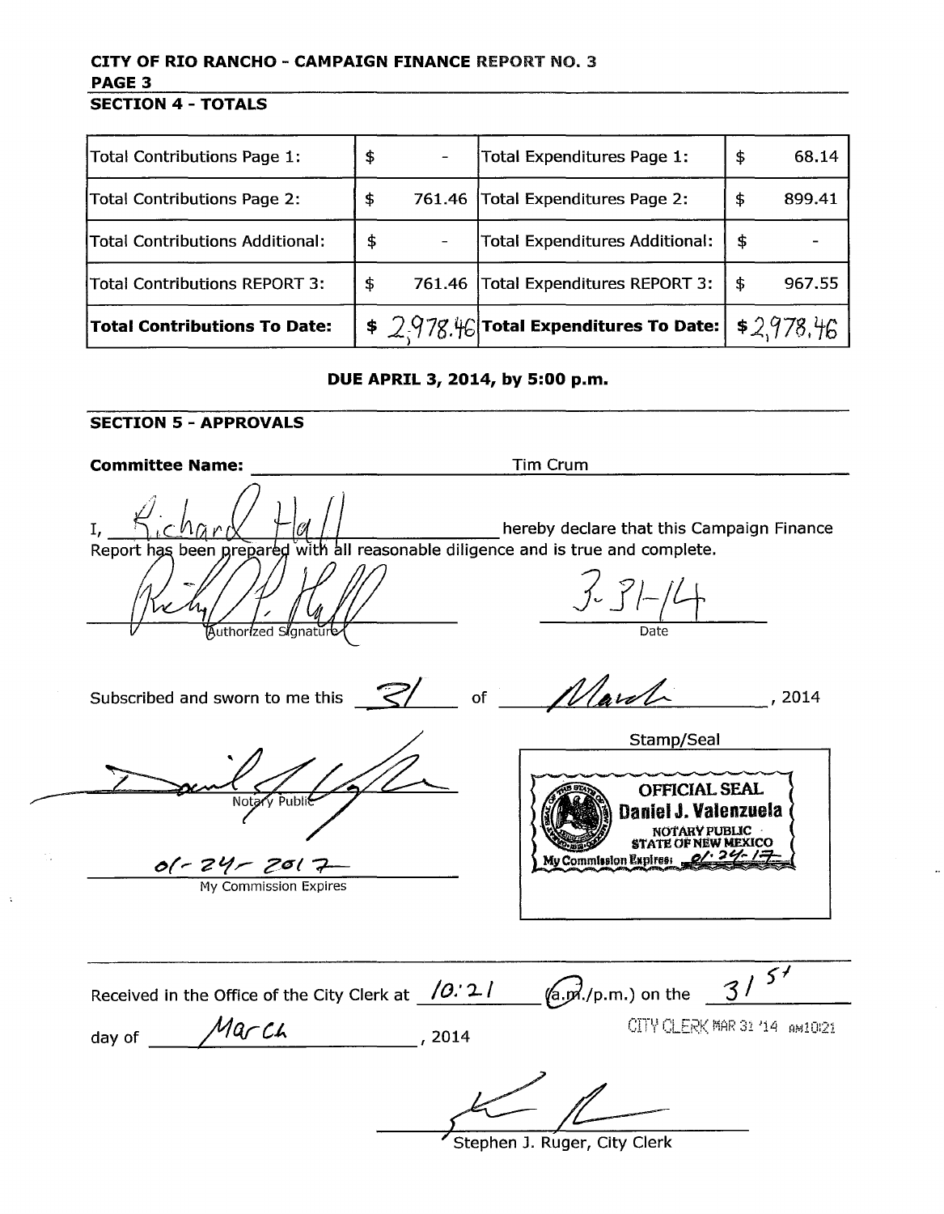**CITY OF RIO RANCHO - CAMPAIGN FINANCE REPORT NO. 3**

**PAGE 3**

## SECTION 4 - TOTALS

| | | | |
|---|---|---|---|
| Total Contributions Page 1: | $ - | Total Expenditures Page 1: | $ 68.14 |
| Total Contributions Page 2: | $ 761.46 | Total Expenditures Page 2: | $ 899.41 |
| Total Contributions Additional: | $ - | Total Expenditures Additional: | $ - |
| Total Contributions REPORT 3: | $ 761.46 | Total Expenditures REPORT 3: | $ 967.55 |
| **Total Contributions To Date:** | **$** 2,978.46 | **Total Expenditures To Date:** | $2,978.46 |

**DUE APRIL 3, 2014, by 5:00 p.m.**

## SECTION 5 - APPROVALS

**Committee Name:** Tim Crum

I, Richard Hall hereby declare that this Campaign Finance Report has been prepared with all reasonable diligence and is true and complete.

Authorized Signature

3-31-14

Date

Subscribed and sworn to me this 31 of March, 2014

Notary Public

01-24-2017

My Commission Expires

Stamp/Seal

OFFICIAL SEAL
Daniel J. Valenzuela
NOTARY PUBLIC
STATE OF NEW MEXICO
My Commission Expires: 01-24-17

Received in the Office of the City Clerk at 10:21 (a.m./p.m.) on the 31st day of March, 2014

CITY CLERK MAR 31 '14 AM10:21

Stephen J. Ruger, City Clerk